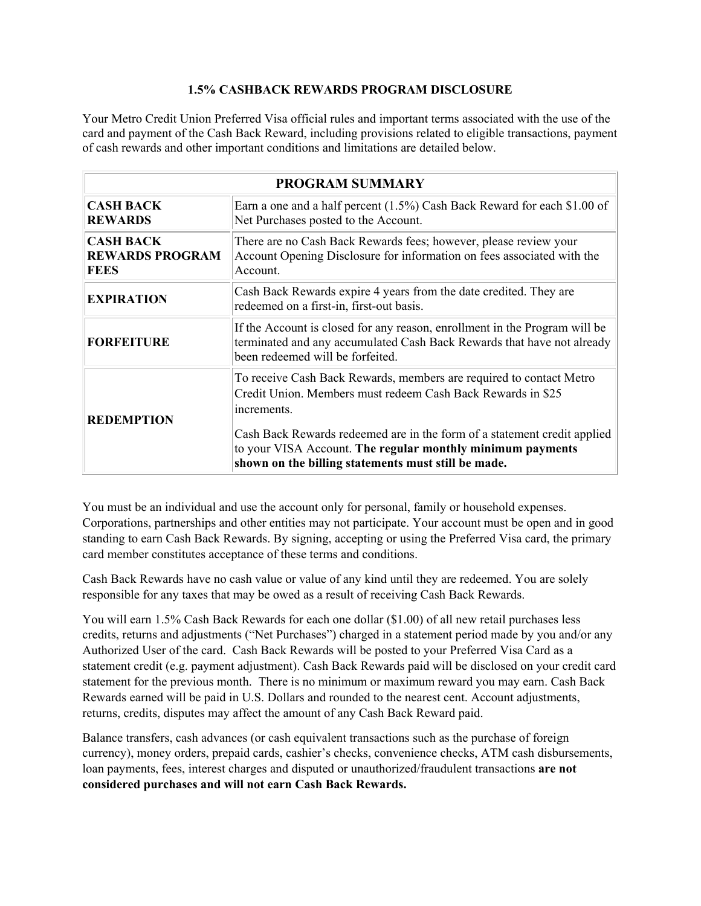# 1.5% CASHBACK REWARDS PROGRAM DISCLOSURE

Your Metro Credit Union Preferred Visa official rules and important terms associated with the use of the card and payment of the Cash Back Reward, including provisions related to eligible transactions, payment of cash rewards and other important conditions and limitations are detailed below.

| PROGRAM SUMMARY | |
|---|---|
| **CASH BACK REWARDS** | Earn a one and a half percent (1.5%) Cash Back Reward for each $1.00 of Net Purchases posted to the Account. |
| **CASH BACK REWARDS PROGRAM FEES** | There are no Cash Back Rewards fees; however, please review your Account Opening Disclosure for information on fees associated with the Account. |
| **EXPIRATION** | Cash Back Rewards expire 4 years from the date credited. They are redeemed on a first-in, first-out basis. |
| **FORFEITURE** | If the Account is closed for any reason, enrollment in the Program will be terminated and any accumulated Cash Back Rewards that have not already been redeemed will be forfeited. |
| **REDEMPTION** | To receive Cash Back Rewards, members are required to contact Metro Credit Union. Members must redeem Cash Back Rewards in $25 increments.<br><br>Cash Back Rewards redeemed are in the form of a statement credit applied to your VISA Account. **The regular monthly minimum payments shown on the billing statements must still be made.** |

You must be an individual and use the account only for personal, family or household expenses. Corporations, partnerships and other entities may not participate. Your account must be open and in good standing to earn Cash Back Rewards. By signing, accepting or using the Preferred Visa card, the primary card member constitutes acceptance of these terms and conditions.

Cash Back Rewards have no cash value or value of any kind until they are redeemed. You are solely responsible for any taxes that may be owed as a result of receiving Cash Back Rewards.

You will earn 1.5% Cash Back Rewards for each one dollar ($1.00) of all new retail purchases less credits, returns and adjustments ("Net Purchases") charged in a statement period made by you and/or any Authorized User of the card. Cash Back Rewards will be posted to your Preferred Visa Card as a statement credit (e.g. payment adjustment). Cash Back Rewards paid will be disclosed on your credit card statement for the previous month. There is no minimum or maximum reward you may earn. Cash Back Rewards earned will be paid in U.S. Dollars and rounded to the nearest cent. Account adjustments, returns, credits, disputes may affect the amount of any Cash Back Reward paid.

Balance transfers, cash advances (or cash equivalent transactions such as the purchase of foreign currency), money orders, prepaid cards, cashier's checks, convenience checks, ATM cash disbursements, loan payments, fees, interest charges and disputed or unauthorized/fraudulent transactions **are not considered purchases and will not earn Cash Back Rewards.**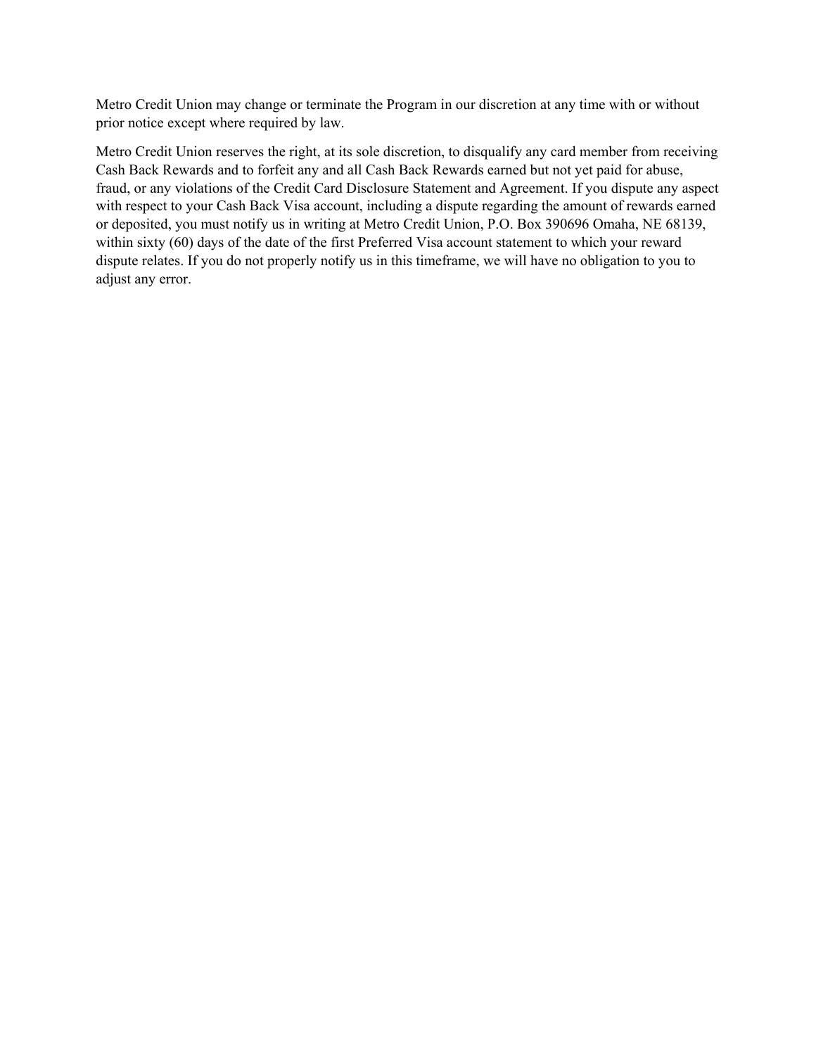Metro Credit Union may change or terminate the Program in our discretion at any time with or without prior notice except where required by law.

Metro Credit Union reserves the right, at its sole discretion, to disqualify any card member from receiving Cash Back Rewards and to forfeit any and all Cash Back Rewards earned but not yet paid for abuse, fraud, or any violations of the Credit Card Disclosure Statement and Agreement. If you dispute any aspect with respect to your Cash Back Visa account, including a dispute regarding the amount of rewards earned or deposited, you must notify us in writing at Metro Credit Union, P.O. Box 390696 Omaha, NE 68139, within sixty (60) days of the date of the first Preferred Visa account statement to which your reward dispute relates. If you do not properly notify us in this timeframe, we will have no obligation to you to adjust any error.